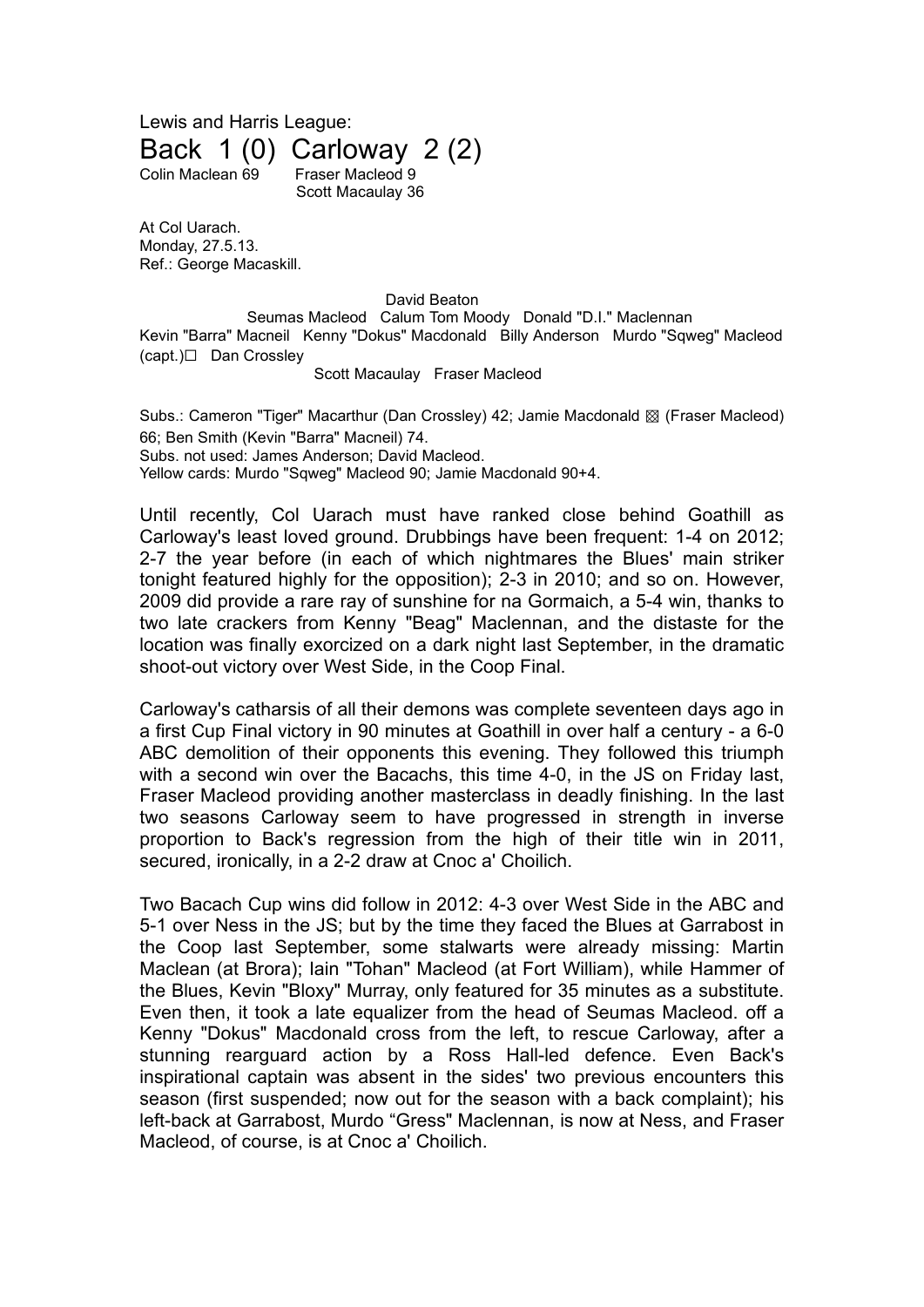Lewis and Harris League:

# Back 1 (0) Carloway 2 (2)

Colin Maclean 69 Fraser Macleod 9
Scott Macaulay 36

At Col Uarach.
Monday, 27.5.13.
Ref.: George Macaskill.

David Beaton

Seumas Macleod Calum Tom Moody Donald "D.I." Maclennan

Kevin "Barra" Macneil Kenny "Dokus" Macdonald Billy Anderson Murdo "Sqweg" Macleod (capt.)☐ Dan Crossley

Scott Macaulay Fraser Macleod

Subs.: Cameron "Tiger" Macarthur (Dan Crossley) 42; Jamie Macdonald ▨ (Fraser Macleod) 66; Ben Smith (Kevin "Barra" Macneil) 74.
Subs. not used: James Anderson; David Macleod.
Yellow cards: Murdo "Sqweg" Macleod 90; Jamie Macdonald 90+4.

Until recently, Col Uarach must have ranked close behind Goathill as Carloway's least loved ground. Drubbings have been frequent: 1-4 on 2012; 2-7 the year before (in each of which nightmares the Blues' main striker tonight featured highly for the opposition); 2-3 in 2010; and so on. However, 2009 did provide a rare ray of sunshine for na Gormaich, a 5-4 win, thanks to two late crackers from Kenny "Beag" Maclennan, and the distaste for the location was finally exorcized on a dark night last September, in the dramatic shoot-out victory over West Side, in the Coop Final.

Carloway's catharsis of all their demons was complete seventeen days ago in a first Cup Final victory in 90 minutes at Goathill in over half a century - a 6-0 ABC demolition of their opponents this evening. They followed this triumph with a second win over the Bacachs, this time 4-0, in the JS on Friday last, Fraser Macleod providing another masterclass in deadly finishing. In the last two seasons Carloway seem to have progressed in strength in inverse proportion to Back's regression from the high of their title win in 2011, secured, ironically, in a 2-2 draw at Cnoc a' Choilich.

Two Bacach Cup wins did follow in 2012: 4-3 over West Side in the ABC and 5-1 over Ness in the JS; but by the time they faced the Blues at Garrabost in the Coop last September, some stalwarts were already missing: Martin Maclean (at Brora); Iain "Tohan" Macleod (at Fort William), while Hammer of the Blues, Kevin "Bloxy" Murray, only featured for 35 minutes as a substitute. Even then, it took a late equalizer from the head of Seumas Macleod. off a Kenny "Dokus" Macdonald cross from the left, to rescue Carloway, after a stunning rearguard action by a Ross Hall-led defence. Even Back's inspirational captain was absent in the sides' two previous encounters this season (first suspended; now out for the season with a back complaint); his left-back at Garrabost, Murdo "Gress" Maclennan, is now at Ness, and Fraser Macleod, of course, is at Cnoc a' Choilich.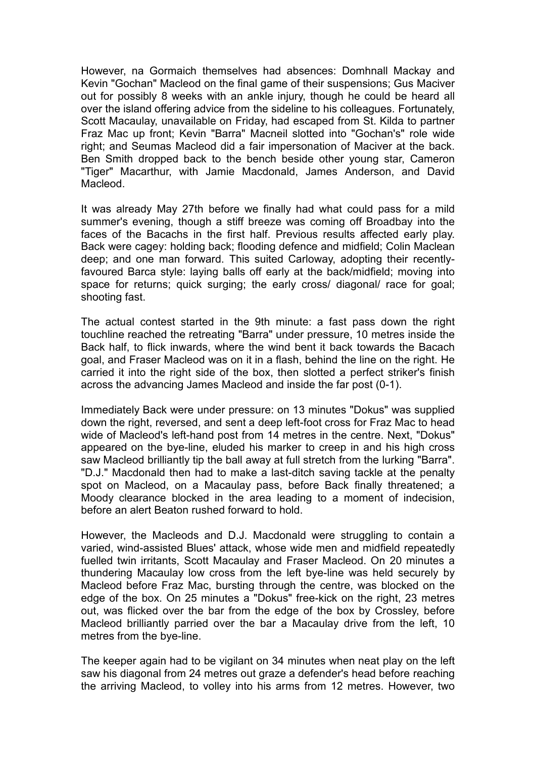However, na Gormaich themselves had absences: Domhnall Mackay and Kevin "Gochan" Macleod on the final game of their suspensions; Gus Maciver out for possibly 8 weeks with an ankle injury, though he could be heard all over the island offering advice from the sideline to his colleagues. Fortunately, Scott Macaulay, unavailable on Friday, had escaped from St. Kilda to partner Fraz Mac up front; Kevin "Barra" Macneil slotted into "Gochan's" role wide right; and Seumas Macleod did a fair impersonation of Maciver at the back. Ben Smith dropped back to the bench beside other young star, Cameron "Tiger" Macarthur, with Jamie Macdonald, James Anderson, and David Macleod.

It was already May 27th before we finally had what could pass for a mild summer's evening, though a stiff breeze was coming off Broadbay into the faces of the Bacachs in the first half. Previous results affected early play. Back were cagey: holding back; flooding defence and midfield; Colin Maclean deep; and one man forward. This suited Carloway, adopting their recently-favoured Barca style: laying balls off early at the back/midfield; moving into space for returns; quick surging; the early cross/ diagonal/ race for goal; shooting fast.

The actual contest started in the 9th minute: a fast pass down the right touchline reached the retreating "Barra" under pressure, 10 metres inside the Back half, to flick inwards, where the wind bent it back towards the Bacach goal, and Fraser Macleod was on it in a flash, behind the line on the right. He carried it into the right side of the box, then slotted a perfect striker's finish across the advancing James Macleod and inside the far post (0-1).

Immediately Back were under pressure: on 13 minutes "Dokus" was supplied down the right, reversed, and sent a deep left-foot cross for Fraz Mac to head wide of Macleod's left-hand post from 14 metres in the centre. Next, "Dokus" appeared on the bye-line, eluded his marker to creep in and his high cross saw Macleod brilliantly tip the ball away at full stretch from the lurking "Barra". "D.J." Macdonald then had to make a last-ditch saving tackle at the penalty spot on Macleod, on a Macaulay pass, before Back finally threatened; a Moody clearance blocked in the area leading to a moment of indecision, before an alert Beaton rushed forward to hold.

However, the Macleods and D.J. Macdonald were struggling to contain a varied, wind-assisted Blues' attack, whose wide men and midfield repeatedly fuelled twin irritants, Scott Macaulay and Fraser Macleod. On 20 minutes a thundering Macaulay low cross from the left bye-line was held securely by Macleod before Fraz Mac, bursting through the centre, was blocked on the edge of the box. On 25 minutes a "Dokus" free-kick on the right, 23 metres out, was flicked over the bar from the edge of the box by Crossley, before Macleod brilliantly parried over the bar a Macaulay drive from the left, 10 metres from the bye-line.

The keeper again had to be vigilant on 34 minutes when neat play on the left saw his diagonal from 24 metres out graze a defender's head before reaching the arriving Macleod, to volley into his arms from 12 metres. However, two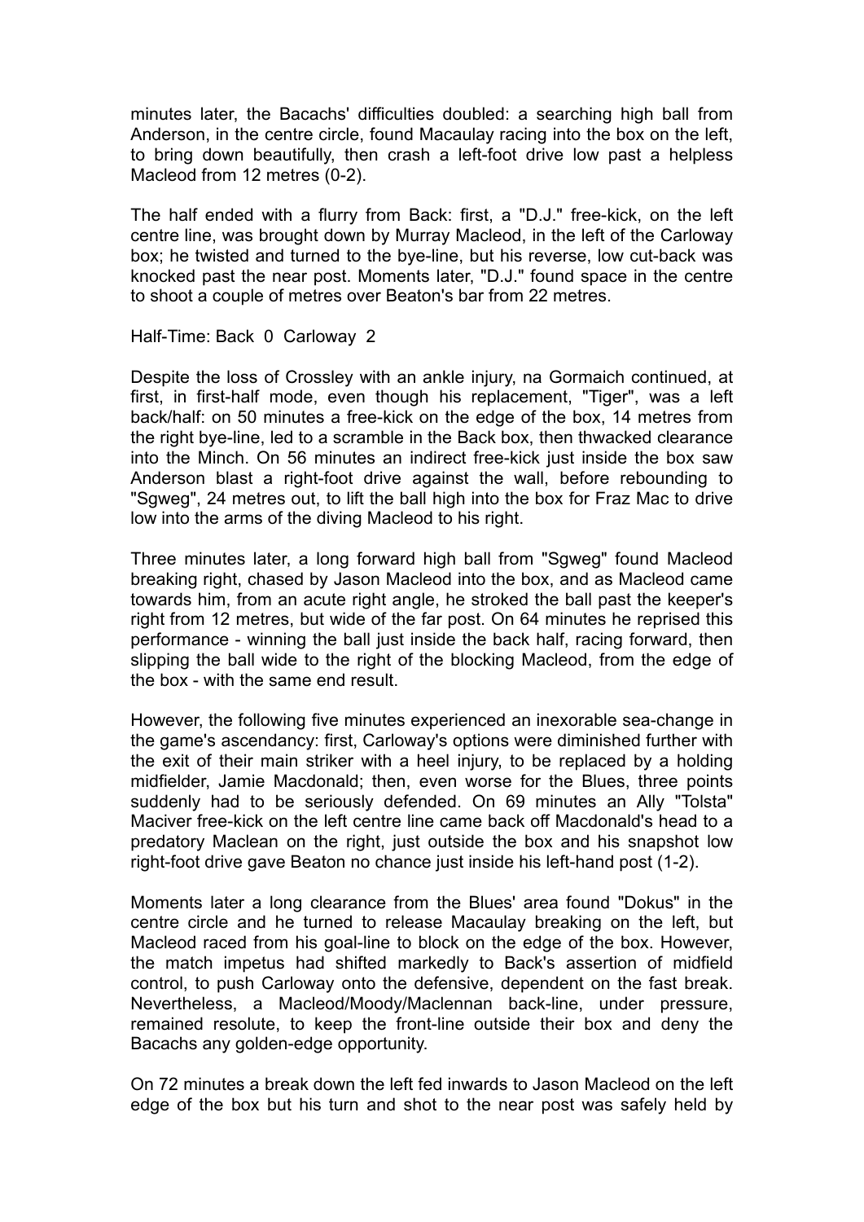minutes later, the Bacachs' difficulties doubled: a searching high ball from Anderson, in the centre circle, found Macaulay racing into the box on the left, to bring down beautifully, then crash a left-foot drive low past a helpless Macleod from 12 metres (0-2).

The half ended with a flurry from Back: first, a "D.J." free-kick, on the left centre line, was brought down by Murray Macleod, in the left of the Carloway box; he twisted and turned to the bye-line, but his reverse, low cut-back was knocked past the near post. Moments later, "D.J." found space in the centre to shoot a couple of metres over Beaton's bar from 22 metres.

Half-Time: Back 0 Carloway 2

Despite the loss of Crossley with an ankle injury, na Gormaich continued, at first, in first-half mode, even though his replacement, "Tiger", was a left back/half: on 50 minutes a free-kick on the edge of the box, 14 metres from the right bye-line, led to a scramble in the Back box, then thwacked clearance into the Minch. On 56 minutes an indirect free-kick just inside the box saw Anderson blast a right-foot drive against the wall, before rebounding to "Sgweg", 24 metres out, to lift the ball high into the box for Fraz Mac to drive low into the arms of the diving Macleod to his right.

Three minutes later, a long forward high ball from "Sgweg" found Macleod breaking right, chased by Jason Macleod into the box, and as Macleod came towards him, from an acute right angle, he stroked the ball past the keeper's right from 12 metres, but wide of the far post. On 64 minutes he reprised this performance - winning the ball just inside the back half, racing forward, then slipping the ball wide to the right of the blocking Macleod, from the edge of the box - with the same end result.

However, the following five minutes experienced an inexorable sea-change in the game's ascendancy: first, Carloway's options were diminished further with the exit of their main striker with a heel injury, to be replaced by a holding midfielder, Jamie Macdonald; then, even worse for the Blues, three points suddenly had to be seriously defended. On 69 minutes an Ally "Tolsta" Maciver free-kick on the left centre line came back off Macdonald's head to a predatory Maclean on the right, just outside the box and his snapshot low right-foot drive gave Beaton no chance just inside his left-hand post (1-2).

Moments later a long clearance from the Blues' area found "Dokus" in the centre circle and he turned to release Macaulay breaking on the left, but Macleod raced from his goal-line to block on the edge of the box. However, the match impetus had shifted markedly to Back's assertion of midfield control, to push Carloway onto the defensive, dependent on the fast break. Nevertheless, a Macleod/Moody/Maclennan back-line, under pressure, remained resolute, to keep the front-line outside their box and deny the Bacachs any golden-edge opportunity.

On 72 minutes a break down the left fed inwards to Jason Macleod on the left edge of the box but his turn and shot to the near post was safely held by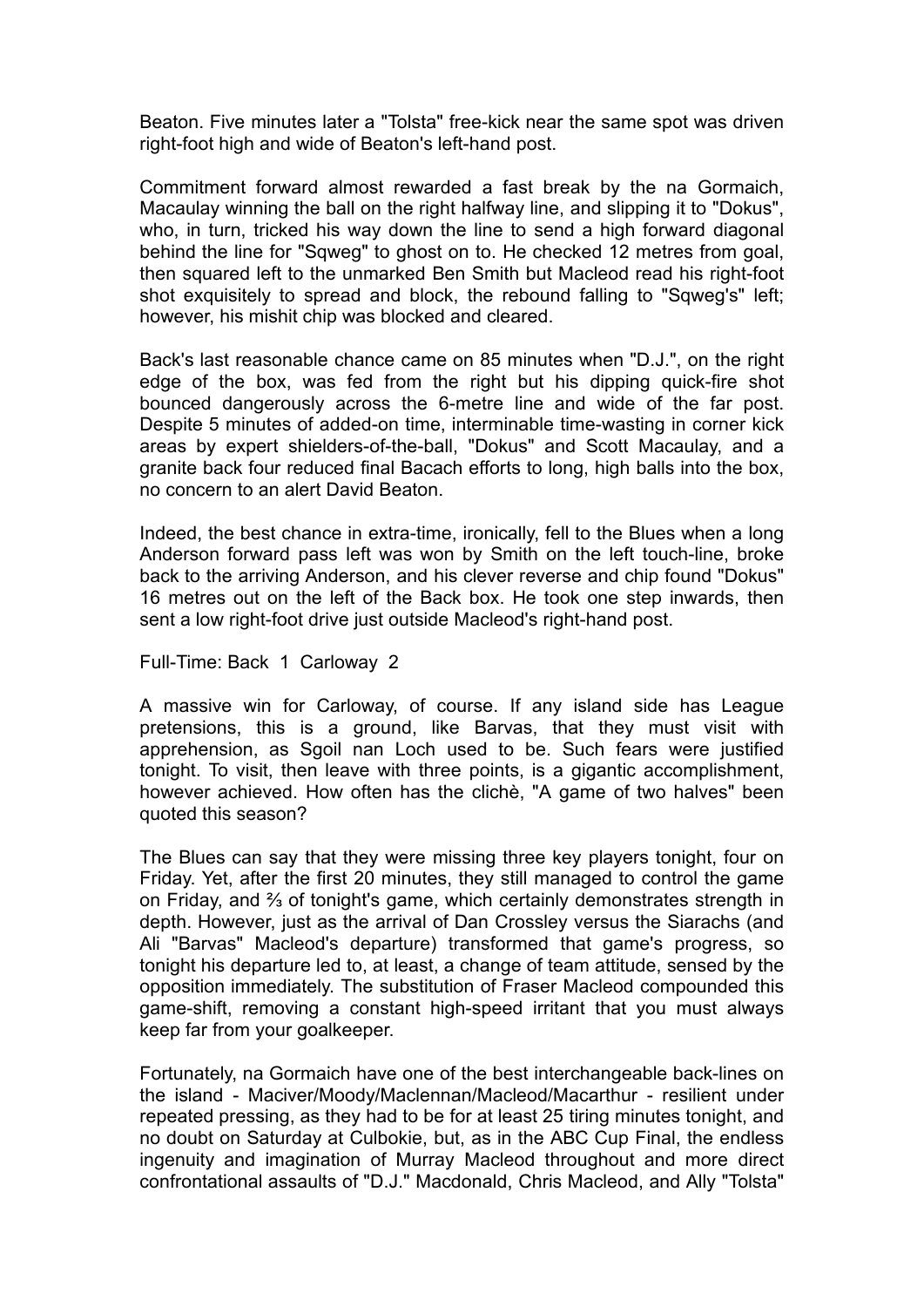Beaton. Five minutes later a "Tolsta" free-kick near the same spot was driven right-foot high and wide of Beaton's left-hand post.

Commitment forward almost rewarded a fast break by the na Gormaich, Macaulay winning the ball on the right halfway line, and slipping it to "Dokus", who, in turn, tricked his way down the line to send a high forward diagonal behind the line for "Sqweg" to ghost on to. He checked 12 metres from goal, then squared left to the unmarked Ben Smith but Macleod read his right-foot shot exquisitely to spread and block, the rebound falling to "Sqweg's" left; however, his mishit chip was blocked and cleared.

Back's last reasonable chance came on 85 minutes when "D.J.", on the right edge of the box, was fed from the right but his dipping quick-fire shot bounced dangerously across the 6-metre line and wide of the far post. Despite 5 minutes of added-on time, interminable time-wasting in corner kick areas by expert shielders-of-the-ball, "Dokus" and Scott Macaulay, and a granite back four reduced final Bacach efforts to long, high balls into the box, no concern to an alert David Beaton.

Indeed, the best chance in extra-time, ironically, fell to the Blues when a long Anderson forward pass left was won by Smith on the left touch-line, broke back to the arriving Anderson, and his clever reverse and chip found "Dokus" 16 metres out on the left of the Back box. He took one step inwards, then sent a low right-foot drive just outside Macleod's right-hand post.

Full-Time: Back 1 Carloway 2

A massive win for Carloway, of course. If any island side has League pretensions, this is a ground, like Barvas, that they must visit with apprehension, as Sgoil nan Loch used to be. Such fears were justified tonight. To visit, then leave with three points, is a gigantic accomplishment, however achieved. How often has the clichè, "A game of two halves" been quoted this season?

The Blues can say that they were missing three key players tonight, four on Friday. Yet, after the first 20 minutes, they still managed to control the game on Friday, and ⅔ of tonight's game, which certainly demonstrates strength in depth. However, just as the arrival of Dan Crossley versus the Siarachs (and Ali "Barvas" Macleod's departure) transformed that game's progress, so tonight his departure led to, at least, a change of team attitude, sensed by the opposition immediately. The substitution of Fraser Macleod compounded this game-shift, removing a constant high-speed irritant that you must always keep far from your goalkeeper.

Fortunately, na Gormaich have one of the best interchangeable back-lines on the island - Maciver/Moody/Maclennan/Macleod/Macarthur - resilient under repeated pressing, as they had to be for at least 25 tiring minutes tonight, and no doubt on Saturday at Culbokie, but, as in the ABC Cup Final, the endless ingenuity and imagination of Murray Macleod throughout and more direct confrontational assaults of "D.J." Macdonald, Chris Macleod, and Ally "Tolsta"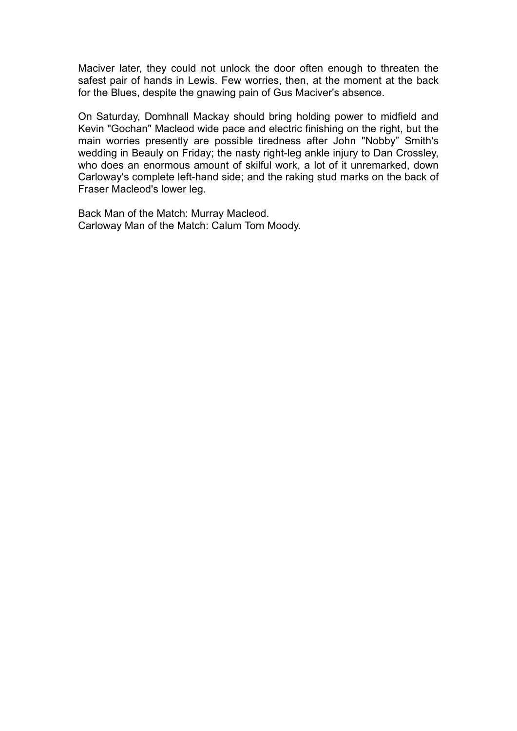Maciver later, they could not unlock the door often enough to threaten the safest pair of hands in Lewis. Few worries, then, at the moment at the back for the Blues, despite the gnawing pain of Gus Maciver's absence.

On Saturday, Domhnall Mackay should bring holding power to midfield and Kevin "Gochan" Macleod wide pace and electric finishing on the right, but the main worries presently are possible tiredness after John "Nobby" Smith's wedding in Beauly on Friday; the nasty right-leg ankle injury to Dan Crossley, who does an enormous amount of skilful work, a lot of it unremarked, down Carloway's complete left-hand side; and the raking stud marks on the back of Fraser Macleod's lower leg.

Back Man of the Match: Murray Macleod.
Carloway Man of the Match: Calum Tom Moody.